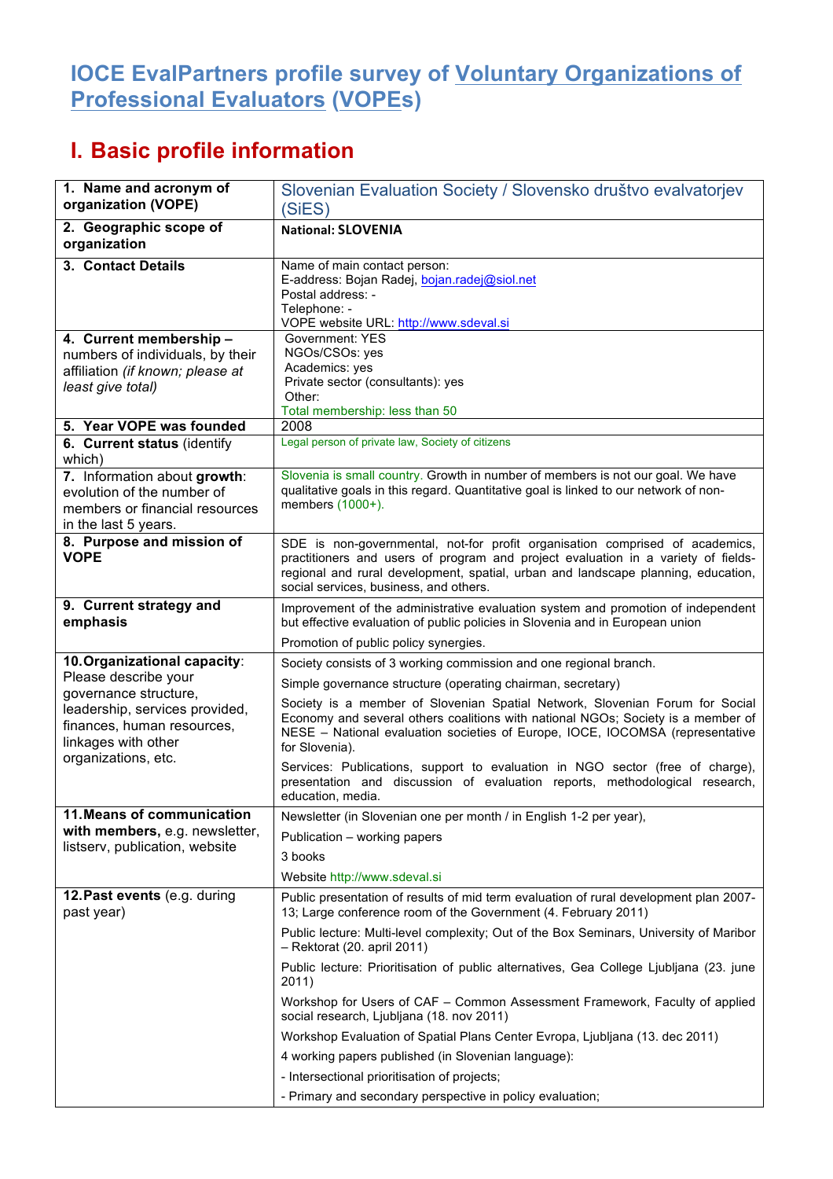# IOCE EvalPartners profile survey of Voluntary Organizations of Professional Evaluators (VOPEs)

## I. Basic profile information

| | |
|---|---|
| **1. Name and acronym of organization (VOPE)** | Slovenian Evaluation Society / Slovensko društvo evalvatorjev (SiES) |
| **2. Geographic scope of organization** | **National: SLOVENIA** |
| **3. Contact Details** | Name of main contact person:<br>E-address: Bojan Radej, bojan.radej@siol.net<br>Postal address: -<br>Telephone: -<br>VOPE website URL: http://www.sdeval.si |
| **4. Current membership –** numbers of individuals, by their affiliation *(if known; please at least give total)* | Government: YES<br>NGOs/CSOs: yes<br>Academics: yes<br>Private sector (consultants): yes<br>Other:<br>Total membership: less than 50 |
| **5. Year VOPE was founded** | 2008 |
| **6. Current status** (identify which) | Legal person of private law, Society of citizens |
| **7.** Information about **growth**: evolution of the number of members or financial resources in the last 5 years. | Slovenia is small country. Growth in number of members is not our goal. We have qualitative goals in this regard. Quantitative goal is linked to our network of non-members (1000+). |
| **8. Purpose and mission of VOPE** | SDE is non-governmental, not-for profit organisation comprised of academics, practitioners and users of program and project evaluation in a variety of fields-regional and rural development, spatial, urban and landscape planning, education, social services, business, and others. |
| **9. Current strategy and emphasis** | Improvement of the administrative evaluation system and promotion of independent but effective evaluation of public policies in Slovenia and in European union<br><br>Promotion of public policy synergies. |
| **10. Organizational capacity**: Please describe your governance structure, leadership, services provided, finances, human resources, linkages with other organizations, etc. | Society consists of 3 working commission and one regional branch.<br><br>Simple governance structure (operating chairman, secretary)<br><br>Society is a member of Slovenian Spatial Network, Slovenian Forum for Social Economy and several others coalitions with national NGOs; Society is a member of NESE – National evaluation societies of Europe, IOCE, IOCOMSA (representative for Slovenia).<br><br>Services: Publications, support to evaluation in NGO sector (free of charge), presentation and discussion of evaluation reports, methodological research, education, media. |
| **11. Means of communication with members,** e.g. newsletter, listserv, publication, website | Newsletter (in Slovenian one per month / in English 1-2 per year),<br><br>Publication – working papers<br><br>3 books<br><br>Website http://www.sdeval.si |
| **12. Past events** (e.g. during past year) | Public presentation of results of mid term evaluation of rural development plan 2007-13; Large conference room of the Government (4. February 2011)<br><br>Public lecture: Multi-level complexity; Out of the Box Seminars, University of Maribor – Rektorat (20. april 2011)<br><br>Public lecture: Prioritisation of public alternatives, Gea College Ljubljana (23. june 2011)<br><br>Workshop for Users of CAF – Common Assessment Framework, Faculty of applied social research, Ljubljana (18. nov 2011)<br><br>Workshop Evaluation of Spatial Plans Center Evropa, Ljubljana (13. dec 2011)<br><br>4 working papers published (in Slovenian language):<br><br>- Intersectional prioritisation of projects;<br><br>- Primary and secondary perspective in policy evaluation; |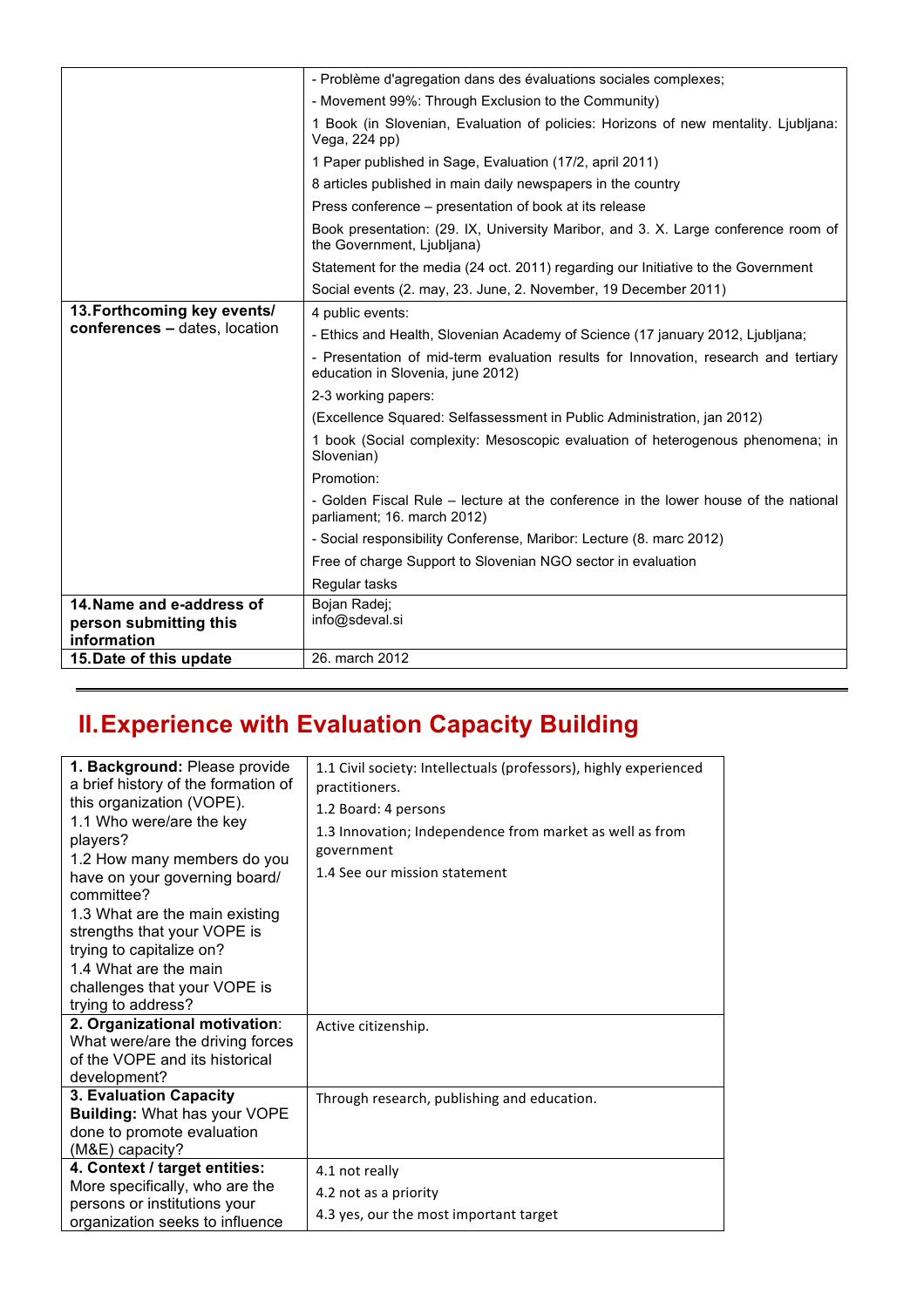| | |
|---|---|
| | - Problème d'agregation dans des évaluations sociales complexes;<br>- Movement 99%: Through Exclusion to the Community)<br>1 Book (in Slovenian, Evaluation of policies: Horizons of new mentality. Ljubljana: Vega, 224 pp)<br>1 Paper published in Sage, Evaluation (17/2, april 2011)<br>8 articles published in main daily newspapers in the country<br>Press conference – presentation of book at its release<br>Book presentation: (29. IX, University Maribor, and 3. X. Large conference room of the Government, Ljubljana)<br>Statement for the media (24 oct. 2011) regarding our Initiative to the Government<br>Social events (2. may, 23. June, 2. November, 19 December 2011) |
| **13. Forthcoming key events/ conferences – dates, location** | 4 public events:<br>- Ethics and Health, Slovenian Academy of Science (17 january 2012, Ljubljana;<br>- Presentation of mid-term evaluation results for Innovation, research and tertiary education in Slovenia, june 2012)<br>2-3 working papers:<br>(Excellence Squared: Selfassessment in Public Administration, jan 2012)<br>1 book (Social complexity: Mesoscopic evaluation of heterogenous phenomena; in Slovenian)<br>Promotion:<br>- Golden Fiscal Rule – lecture at the conference in the lower house of the national parliament; 16. march 2012)<br>- Social responsibility Conferense, Maribor: Lecture (8. marc 2012)<br>Free of charge Support to Slovenian NGO sector in evaluation<br>Regular tasks |
| **14. Name and e-address of person submitting this information** | Bojan Radej;<br>info@sdeval.si |
| **15. Date of this update** | 26. march 2012 |

## II. Experience with Evaluation Capacity Building

| | |
|---|---|
| **1. Background:** Please provide a brief history of the formation of this organization (VOPE).<br>1.1 Who were/are the key players?<br>1.2 How many members do you have on your governing board/ committee?<br>1.3 What are the main existing strengths that your VOPE is trying to capitalize on?<br>1.4 What are the main challenges that your VOPE is trying to address? | 1.1 Civil society: Intellectuals (professors), highly experienced practitioners.<br>1.2 Board: 4 persons<br>1.3 Innovation; Independence from market as well as from government<br>1.4 See our mission statement |
| **2. Organizational motivation**: What were/are the driving forces of the VOPE and its historical development? | Active citizenship. |
| **3. Evaluation Capacity Building:** What has your VOPE done to promote evaluation (M&E) capacity? | Through research, publishing and education. |
| **4. Context / target entities:** More specifically, who are the persons or institutions your organization seeks to influence | 4.1 not really<br>4.2 not as a priority<br>4.3 yes, our the most important target |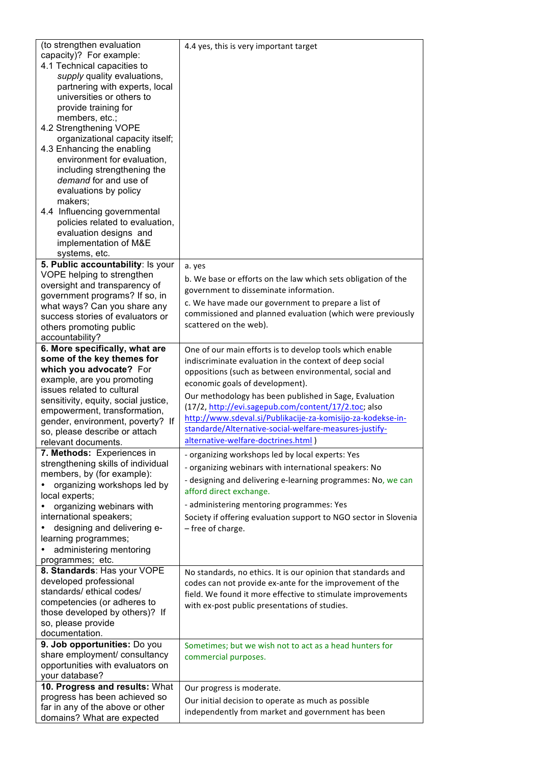| | |
|---|---|
| (to strengthen evaluation capacity)? For example:<br>4.1 Technical capacities to *supply* quality evaluations, partnering with experts, local universities or others to provide training for members, etc.;<br>4.2 Strengthening VOPE organizational capacity itself;<br>4.3 Enhancing the enabling environment for evaluation, including strengthening the *demand* for and use of evaluations by policy makers;<br>4.4 Influencing governmental policies related to evaluation, evaluation designs and implementation of M&E systems, etc. | 4.4 yes, this is very important target |
| **5. Public accountability**: Is your VOPE helping to strengthen oversight and transparency of government programs? If so, in what ways? Can you share any success stories of evaluators or others promoting public accountability? | a. yes<br>b. We base or efforts on the law which sets obligation of the government to disseminate information.<br>c. We have made our government to prepare a list of commissioned and planned evaluation (which were previously scattered on the web). |
| **6. More specifically, what are some of the key themes for which you advocate?** For example, are you promoting issues related to cultural sensitivity, equity, social justice, empowerment, transformation, gender, environment, poverty? If so, please describe or attach relevant documents. | One of our main efforts is to develop tools which enable indiscriminate evaluation in the context of deep social oppositions (such as between environmental, social and economic goals of development).<br>Our methodology has been published in Sage, Evaluation (17/2, http://evi.sagepub.com/content/17/2.toc; also http://www.sdeval.si/Publikacije-za-komisijo-za-kodekse-in-standarde/Alternative-social-welfare-measures-justify-alternative-welfare-doctrines.html ) |
| **7. Methods:** Experiences in strengthening skills of individual members, by (for example):<br>• organizing workshops led by local experts;<br>• organizing webinars with international speakers;<br>• designing and delivering e-learning programmes;<br>• administering mentoring programmes; etc. | - organizing workshops led by local experts: Yes<br>- organizing webinars with international speakers: No<br>- designing and delivering e-learning programmes: No, we can afford direct exchange.<br>- administering mentoring programmes: Yes<br>Society if offering evaluation support to NGO sector in Slovenia – free of charge. |
| **8. Standards**: Has your VOPE developed professional standards/ ethical codes/ competencies (or adheres to those developed by others)? If so, please provide documentation. | No standards, no ethics. It is our opinion that standards and codes can not provide ex-ante for the improvement of the field. We found it more effective to stimulate improvements with ex-post public presentations of studies. |
| **9. Job opportunities:** Do you share employment/ consultancy opportunities with evaluators on your database? | Sometimes; but we wish not to act as a head hunters for commercial purposes. |
| **10. Progress and results:** What progress has been achieved so far in any of the above or other domains? What are expected | Our progress is moderate.<br>Our initial decision to operate as much as possible independently from market and government has been |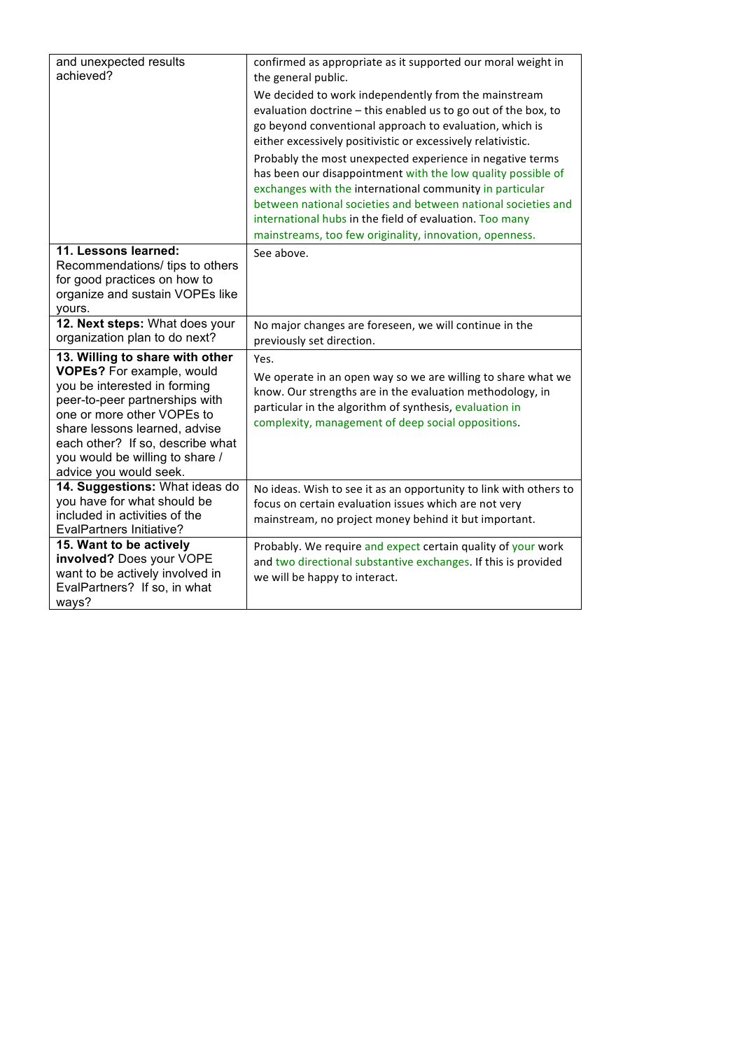| | |
|---|---|
| and unexpected results achieved? | confirmed as appropriate as it supported our moral weight in the general public.<br>We decided to work independently from the mainstream evaluation doctrine – this enabled us to go out of the box, to go beyond conventional approach to evaluation, which is either excessively positivistic or excessively relativistic.<br>Probably the most unexpected experience in negative terms has been our disappointment with the low quality possible of exchanges with the international community in particular between national societies and between national societies and international hubs in the field of evaluation. Too many mainstreams, too few originality, innovation, openness. |
| **11. Lessons learned:** Recommendations/ tips to others for good practices on how to organize and sustain VOPEs like yours. | See above. |
| **12. Next steps:** What does your organization plan to do next? | No major changes are foreseen, we will continue in the previously set direction. |
| **13. Willing to share with other VOPEs?** For example, would you be interested in forming peer-to-peer partnerships with one or more other VOPEs to share lessons learned, advise each other? If so, describe what you would be willing to share / advice you would seek. | Yes.<br>We operate in an open way so we are willing to share what we know. Our strengths are in the evaluation methodology, in particular in the algorithm of synthesis, evaluation in complexity, management of deep social oppositions. |
| **14. Suggestions:** What ideas do you have for what should be included in activities of the EvalPartners Initiative? | No ideas. Wish to see it as an opportunity to link with others to focus on certain evaluation issues which are not very mainstream, no project money behind it but important. |
| **15. Want to be actively involved?** Does your VOPE want to be actively involved in EvalPartners? If so, in what ways? | Probably. We require and expect certain quality of your work and two directional substantive exchanges. If this is provided we will be happy to interact. |